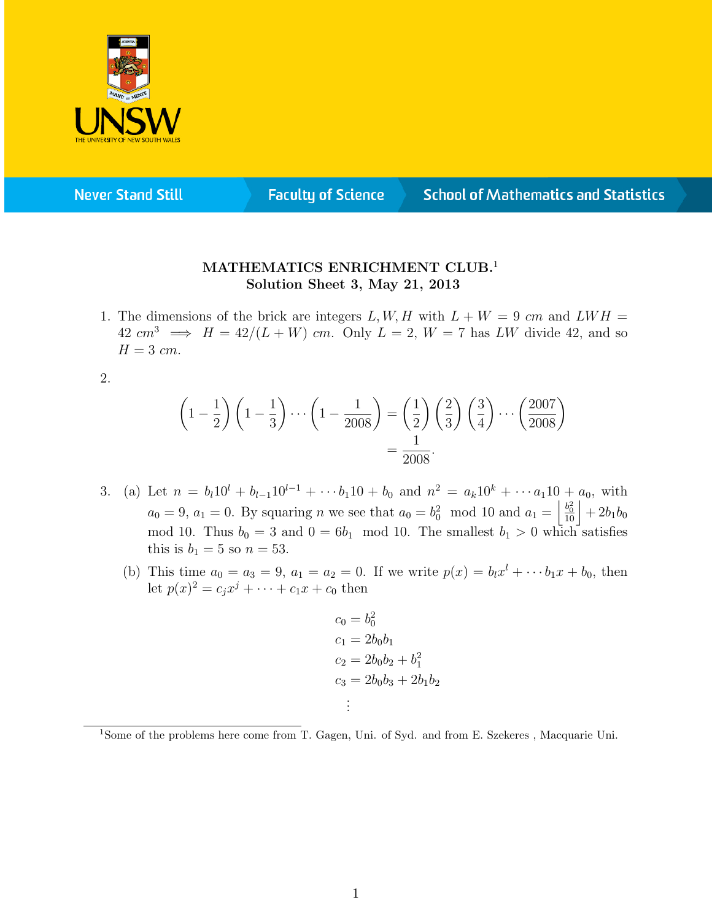**MATHEMATICS ENRICHMENT CLUB.**[1]
**Solution Sheet 3, May 21, 2013**

1. The dimensions of the brick are integers $L, W, H$ with $L + W = 9$ *cm* and $LWH = 42$ $cm^3$ $\implies$ $H = 42/(L+W)$ *cm*. Only $L = 2$, $W = 7$ has $LW$ divide 42, and so $H = 3$ *cm*.

2. 
$$\left(1 - \frac{1}{2}\right)\left(1 - \frac{1}{3}\right)\cdots\left(1 - \frac{1}{2008}\right) = \left(\frac{1}{2}\right)\left(\frac{2}{3}\right)\left(\frac{3}{4}\right)\cdots\left(\frac{2007}{2008}\right)$$
$$= \frac{1}{2008}.$$

3. (a) Let $n = b_l 10^l + b_{l-1}10^{l-1} + \cdots b_1 10 + b_0$ and $n^2 = a_k 10^k + \cdots a_1 10 + a_0$, with $a_0 = 9$, $a_1 = 0$. By squaring $n$ we see that $a_0 = b_0^2 \mod 10$ and $a_1 = \left\lfloor \frac{b_0^2}{10} \right\rfloor + 2b_1 b_0 \mod 10$. Thus $b_0 = 3$ and $0 = 6b_1 \mod 10$. The smallest $b_1 > 0$ which satisfies this is $b_1 = 5$ so $n = 53$.

   (b) This time $a_0 = a_3 = 9$, $a_1 = a_2 = 0$. If we write $p(x) = b_l x^l + \cdots b_1 x + b_0$, then let $p(x)^2 = c_j x^j + \cdots + c_1 x + c_0$ then

$$\begin{aligned}
c_0 &= b_0^2 \\
c_1 &= 2b_0 b_1 \\
c_2 &= 2b_0 b_2 + b_1^2 \\
c_3 &= 2b_0 b_3 + 2b_1 b_2 \\
&\vdots
\end{aligned}$$

[1] Some of the problems here come from T. Gagen, Uni. of Syd. and from E. Szekeres , Macquarie Uni.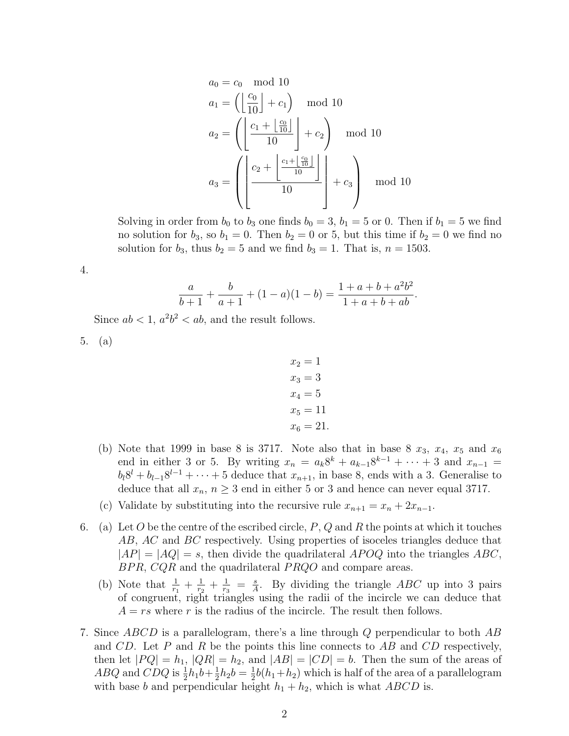$$
\begin{aligned}
a_0 &= c_0 \mod 10 \\
a_1 &= \left(\left\lfloor \frac{c_0}{10} \right\rfloor + c_1\right) \mod 10 \\
a_2 &= \left(\left\lfloor \frac{c_1 + \left\lfloor \frac{c_0}{10} \right\rfloor}{10} \right\rfloor + c_2\right) \mod 10 \\
a_3 &= \left(\left\lfloor \frac{c_2 + \left\lfloor \frac{c_1 + \left\lfloor \frac{c_0}{10} \right\rfloor}{10} \right\rfloor}{10} \right\rfloor + c_3\right) \mod 10
\end{aligned}
$$

Solving in order from $b_0$ to $b_3$ one finds $b_0 = 3$, $b_1 = 5$ or 0. Then if $b_1 = 5$ we find no solution for $b_3$, so $b_1 = 0$. Then $b_2 = 0$ or 5, but this time if $b_2 = 0$ we find no solution for $b_3$, thus $b_2 = 5$ and we find $b_3 = 1$. That is, $n = 1503$.

4.

$$
\frac{a}{b+1} + \frac{b}{a+1} + (1-a)(1-b) = \frac{1 + a + b + a^2b^2}{1 + a + b + ab}.
$$

Since $ab < 1$, $a^2b^2 < ab$, and the result follows.

5. (a)

$$
\begin{aligned}
x_2 &= 1 \\
x_3 &= 3 \\
x_4 &= 5 \\
x_5 &= 11 \\
x_6 &= 21.
\end{aligned}
$$

(b) Note that 1999 in base 8 is 3717. Note also that in base 8 $x_3$, $x_4$, $x_5$ and $x_6$ end in either 3 or 5. By writing $x_n = a_k 8^k + a_{k-1} 8^{k-1} + \cdots + 3$ and $x_{n-1} = b_l 8^l + b_{l-1} 8^{l-1} + \cdots + 5$ deduce that $x_{n+1}$, in base 8, ends with a 3. Generalise to deduce that all $x_n$, $n \geq 3$ end in either 5 or 3 and hence can never equal 3717.

(c) Validate by substituting into the recursive rule $x_{n+1} = x_n + 2x_{n-1}$.

6. (a) Let $O$ be the centre of the escribed circle, $P$, $Q$ and $R$ the points at which it touches $AB$, $AC$ and $BC$ respectively. Using properties of isoceles triangles deduce that $|AP| = |AQ| = s$, then divide the quadrilateral $APOQ$ into the triangles $ABC$, $BPR$, $CQR$ and the quadrilateral $PRQO$ and compare areas.

(b) Note that $\frac{1}{r_1} + \frac{1}{r_2} + \frac{1}{r_3} = \frac{s}{A}$. By dividing the triangle $ABC$ up into 3 pairs of congruent, right triangles using the radii of the incircle we can deduce that $A = rs$ where $r$ is the radius of the incircle. The result then follows.

7. Since $ABCD$ is a parallelogram, there's a line through $Q$ perpendicular to both $AB$ and $CD$. Let $P$ and $R$ be the points this line connects to $AB$ and $CD$ respectively, then let $|PQ| = h_1$, $|QR| = h_2$, and $|AB| = |CD| = b$. Then the sum of the areas of $ABQ$ and $CDQ$ is $\frac{1}{2}h_1 b + \frac{1}{2}h_2 b = \frac{1}{2}b(h_1 + h_2)$ which is half of the area of a parallelogram with base $b$ and perpendicular height $h_1 + h_2$, which is what $ABCD$ is.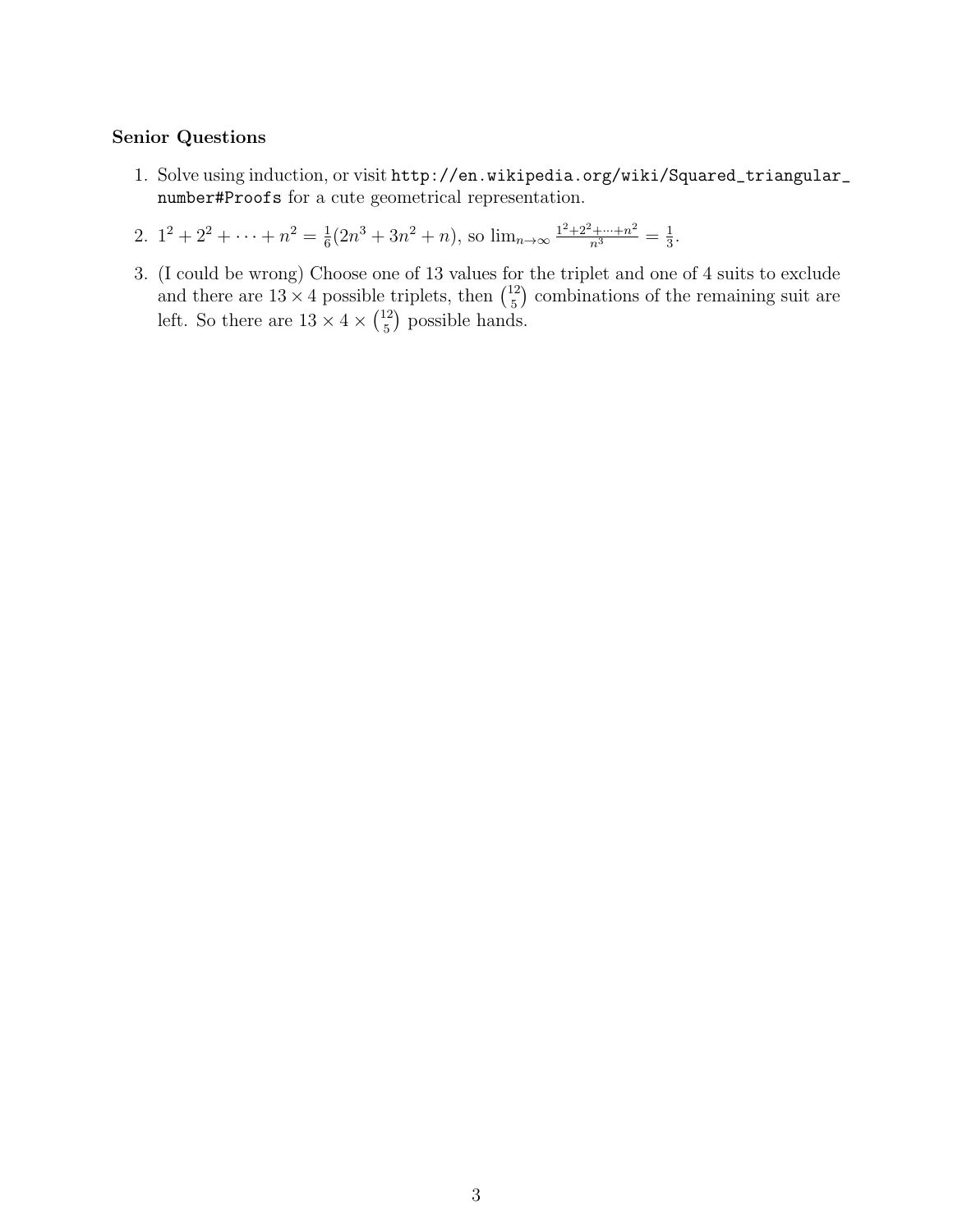**Senior Questions**

1. Solve using induction, or visit `http://en.wikipedia.org/wiki/Squared_triangular_number#Proofs` for a cute geometrical representation.

2. $1^2 + 2^2 + \cdots + n^2 = \frac{1}{6}(2n^3 + 3n^2 + n)$, so $\lim_{n\to\infty} \frac{1^2+2^2+\cdots+n^2}{n^3} = \frac{1}{3}$.

3. (I could be wrong) Choose one of 13 values for the triplet and one of 4 suits to exclude and there are $13 \times 4$ possible triplets, then $\binom{12}{5}$ combinations of the remaining suit are left. So there are $13 \times 4 \times \binom{12}{5}$ possible hands.